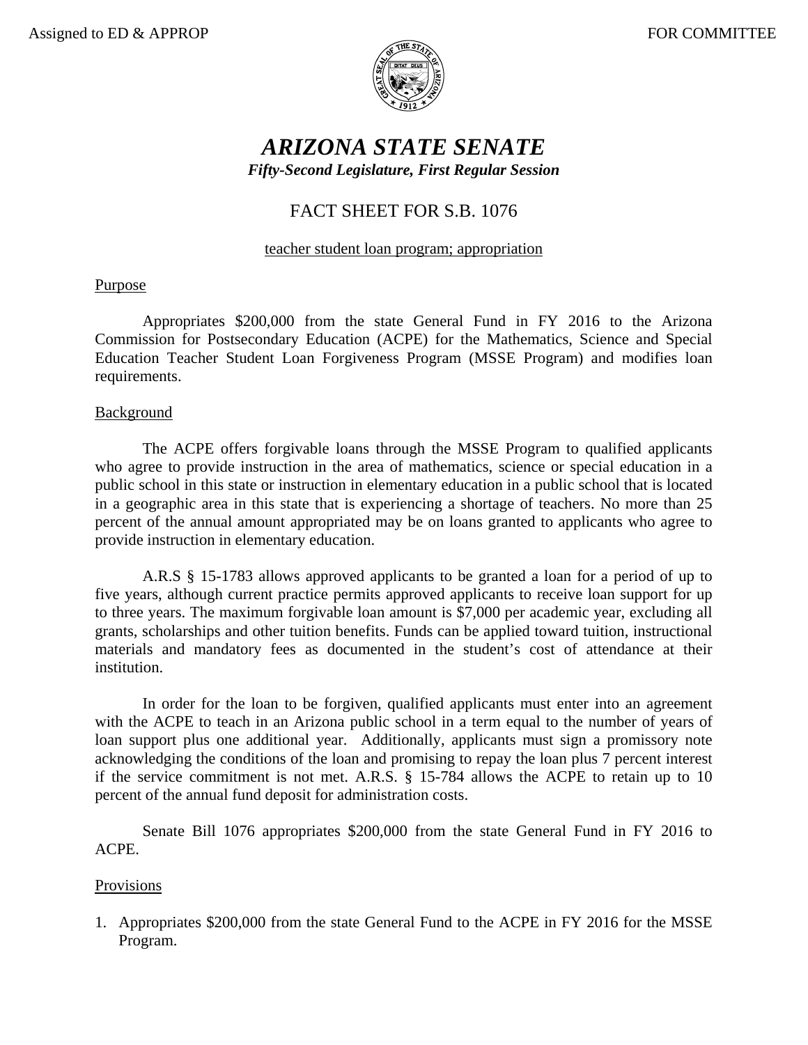Assigned to ED & APPROP FOR COMMITTEE

# *ARIZONA STATE SENATE*

***Fifty-Second Legislature, First Regular Session***

## FACT SHEET FOR S.B. 1076

teacher student loan program; appropriation

### Purpose

Appropriates $200,000 from the state General Fund in FY 2016 to the Arizona Commission for Postsecondary Education (ACPE) for the Mathematics, Science and Special Education Teacher Student Loan Forgiveness Program (MSSE Program) and modifies loan requirements.

### Background

The ACPE offers forgivable loans through the MSSE Program to qualified applicants who agree to provide instruction in the area of mathematics, science or special education in a public school in this state or instruction in elementary education in a public school that is located in a geographic area in this state that is experiencing a shortage of teachers. No more than 25 percent of the annual amount appropriated may be on loans granted to applicants who agree to provide instruction in elementary education.

A.R.S § 15-1783 allows approved applicants to be granted a loan for a period of up to five years, although current practice permits approved applicants to receive loan support for up to three years. The maximum forgivable loan amount is $7,000 per academic year, excluding all grants, scholarships and other tuition benefits. Funds can be applied toward tuition, instructional materials and mandatory fees as documented in the student's cost of attendance at their institution.

In order for the loan to be forgiven, qualified applicants must enter into an agreement with the ACPE to teach in an Arizona public school in a term equal to the number of years of loan support plus one additional year. Additionally, applicants must sign a promissory note acknowledging the conditions of the loan and promising to repay the loan plus 7 percent interest if the service commitment is not met. A.R.S. § 15-784 allows the ACPE to retain up to 10 percent of the annual fund deposit for administration costs.

Senate Bill 1076 appropriates $200,000 from the state General Fund in FY 2016 to ACPE.

### Provisions

1. Appropriates $200,000 from the state General Fund to the ACPE in FY 2016 for the MSSE Program.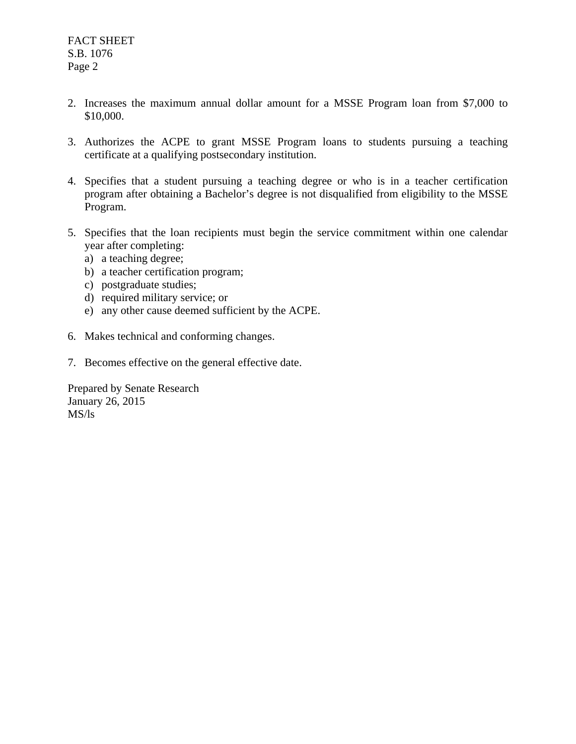2. Increases the maximum annual dollar amount for a MSSE Program loan from $7,000 to $10,000.

3. Authorizes the ACPE to grant MSSE Program loans to students pursuing a teaching certificate at a qualifying postsecondary institution.

4. Specifies that a student pursuing a teaching degree or who is in a teacher certification program after obtaining a Bachelor's degree is not disqualified from eligibility to the MSSE Program.

5. Specifies that the loan recipients must begin the service commitment within one calendar year after completing:
   a) a teaching degree;
   b) a teacher certification program;
   c) postgraduate studies;
   d) required military service; or
   e) any other cause deemed sufficient by the ACPE.

6. Makes technical and conforming changes.

7. Becomes effective on the general effective date.

Prepared by Senate Research
January 26, 2015
MS/ls